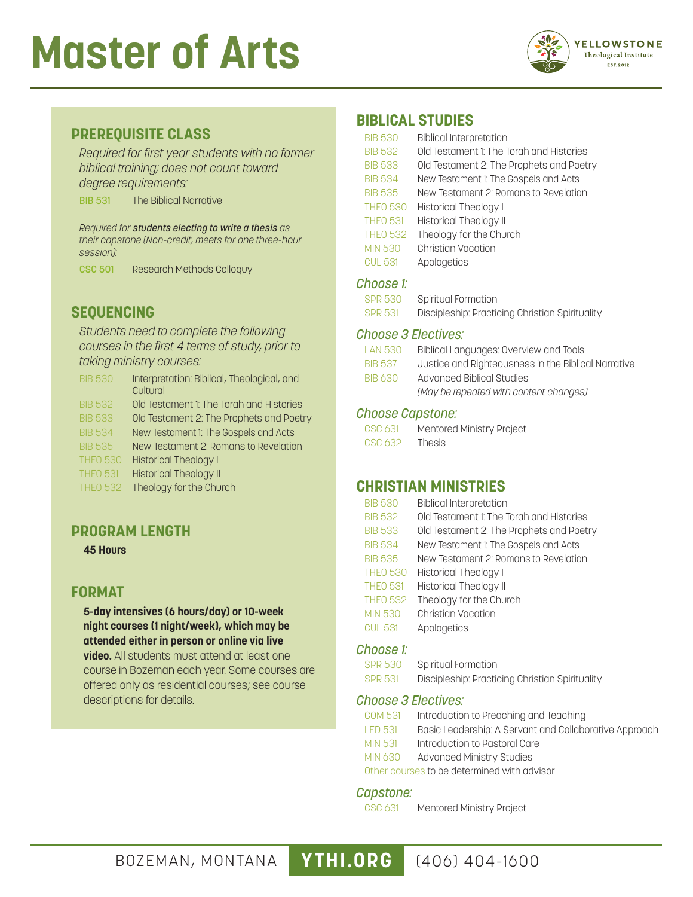# Master of Arts

YELLOWSTONE Theological Institute EST. 2012

## PREREQUISITE CLASS

*Required for first year students with no former biblical training; does not count toward degree requirements:*

| | |
|---|---|
| BIB 531 | The Biblical Narrative |

*Required for **students electing to write a thesis** as their capstone (Non-credit, meets for one three-hour session):*

| | |
|---|---|
| CSC 501 | Research Methods Colloquy |

## SEQUENCING

*Students need to complete the following courses in the first 4 terms of study, prior to taking ministry courses:*

| | |
|---|---|
| BIB 530 | Interpretation: Biblical, Theological, and Cultural |
| BIB 532 | Old Testament 1: The Torah and Histories |
| BIB 533 | Old Testament 2: The Prophets and Poetry |
| BIB 534 | New Testament 1: The Gospels and Acts |
| BIB 535 | New Testament 2: Romans to Revelation |
| THEO 530 | Historical Theology I |
| THEO 531 | Historical Theology II |
| THEO 532 | Theology for the Church |

## PROGRAM LENGTH

**45 Hours**

## FORMAT

**5-day intensives (6 hours/day) or 10-week night courses (1 night/week), which may be attended either in person or online via live video.** All students must attend at least one course in Bozeman each year. Some courses are offered only as residential courses; see course descriptions for details.

## BIBLICAL STUDIES

| | |
|---|---|
| BIB 530 | Biblical Interpretation |
| BIB 532 | Old Testament 1: The Torah and Histories |
| BIB 533 | Old Testament 2: The Prophets and Poetry |
| BIB 534 | New Testament 1: The Gospels and Acts |
| BIB 535 | New Testament 2: Romans to Revelation |
| THEO 530 | Historical Theology I |
| THEO 531 | Historical Theology II |
| THEO 532 | Theology for the Church |
| MIN 530 | Christian Vocation |
| CUL 531 | Apologetics |

### *Choose 1:*

| | |
|---|---|
| SPR 530 | Spiritual Formation |
| SPR 531 | Discipleship: Practicing Christian Spirituality |

### *Choose 3 Electives:*

| | |
|---|---|
| LAN 530 | Biblical Languages: Overview and Tools |
| BIB 537 | Justice and Righteousness in the Biblical Narrative |
| BIB 630 | Advanced Biblical Studies *(May be repeated with content changes)* |

### *Choose Capstone:*

| | |
|---|---|
| CSC 631 | Mentored Ministry Project |
| CSC 632 | Thesis |

## CHRISTIAN MINISTRIES

| | |
|---|---|
| BIB 530 | Biblical Interpretation |
| BIB 532 | Old Testament 1: The Torah and Histories |
| BIB 533 | Old Testament 2: The Prophets and Poetry |
| BIB 534 | New Testament 1: The Gospels and Acts |
| BIB 535 | New Testament 2: Romans to Revelation |
| THEO 530 | Historical Theology I |
| THEO 531 | Historical Theology II |
| THEO 532 | Theology for the Church |
| MIN 530 | Christian Vocation |
| CUL 531 | Apologetics |

### *Choose 1:*

| | |
|---|---|
| SPR 530 | Spiritual Formation |
| SPR 531 | Discipleship: Practicing Christian Spirituality |

### *Choose 3 Electives:*

| | |
|---|---|
| COM 531 | Introduction to Preaching and Teaching |
| LED 531 | Basic Leadership: A Servant and Collaborative Approach |
| MIN 531 | Introduction to Pastoral Care |
| MIN 630 | Advanced Ministry Studies |

Other courses to be determined with advisor

### *Capstone:*

| | |
|---|---|
| CSC 631 | Mentored Ministry Project |

BOZEMAN, MONTANA **YTHI.ORG** (406) 404-1600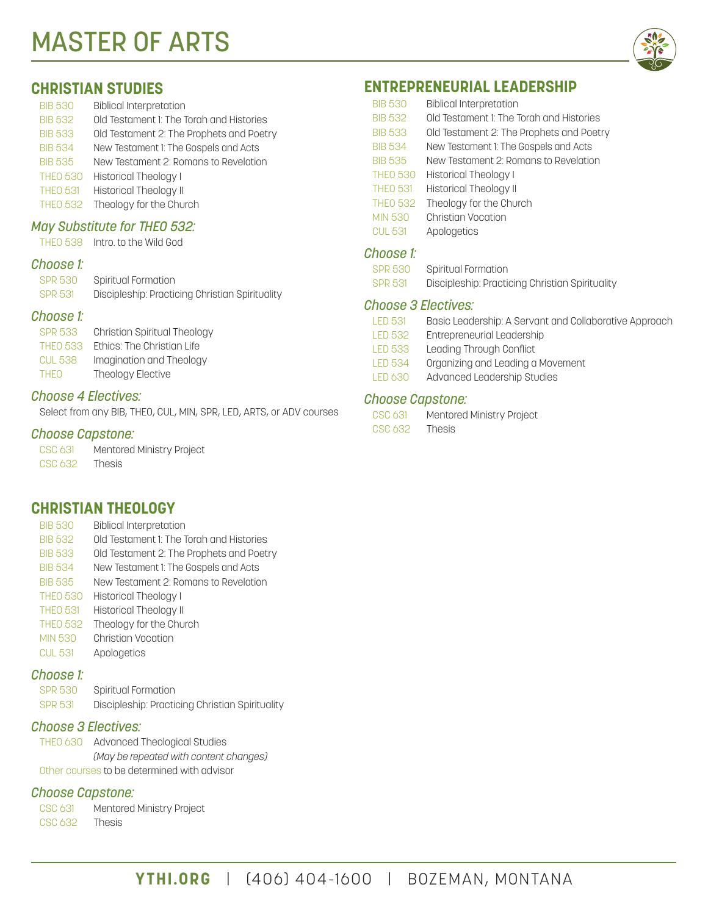# MASTER OF ARTS

## CHRISTIAN STUDIES

| | |
|---|---|
| BIB 530 | Biblical Interpretation |
| BIB 532 | Old Testament 1: The Torah and Histories |
| BIB 533 | Old Testament 2: The Prophets and Poetry |
| BIB 534 | New Testament 1: The Gospels and Acts |
| BIB 535 | New Testament 2: Romans to Revelation |
| THEO 530 | Historical Theology I |
| THEO 531 | Historical Theology II |
| THEO 532 | Theology for the Church |

### *May Substitute for THEO 532:*

THEO 538 Intro. to the Wild God

### *Choose 1:*

SPR 530 Spiritual Formation
SPR 531 Discipleship: Practicing Christian Spirituality

### *Choose 1:*

SPR 533 Christian Spiritual Theology
THEO 533 Ethics: The Christian Life
CUL 538 Imagination and Theology
THEO Theology Elective

### *Choose 4 Electives:*

Select from any BIB, THEO, CUL, MIN, SPR, LED, ARTS, or ADV courses

### *Choose Capstone:*

CSC 631 Mentored Ministry Project
CSC 632 Thesis

## CHRISTIAN THEOLOGY

| | |
|---|---|
| BIB 530 | Biblical Interpretation |
| BIB 532 | Old Testament 1: The Torah and Histories |
| BIB 533 | Old Testament 2: The Prophets and Poetry |
| BIB 534 | New Testament 1: The Gospels and Acts |
| BIB 535 | New Testament 2: Romans to Revelation |
| THEO 530 | Historical Theology I |
| THEO 531 | Historical Theology II |
| THEO 532 | Theology for the Church |
| MIN 530 | Christian Vocation |
| CUL 531 | Apologetics |

### *Choose 1:*

SPR 530 Spiritual Formation
SPR 531 Discipleship: Practicing Christian Spirituality

### *Choose 3 Electives:*

THEO 630 Advanced Theological Studies
*(May be repeated with content changes)*
Other courses to be determined with advisor

### *Choose Capstone:*

CSC 631 Mentored Ministry Project
CSC 632 Thesis

## ENTREPRENEURIAL LEADERSHIP

| | |
|---|---|
| BIB 530 | Biblical Interpretation |
| BIB 532 | Old Testament 1: The Torah and Histories |
| BIB 533 | Old Testament 2: The Prophets and Poetry |
| BIB 534 | New Testament 1: The Gospels and Acts |
| BIB 535 | New Testament 2: Romans to Revelation |
| THEO 530 | Historical Theology I |
| THEO 531 | Historical Theology II |
| THEO 532 | Theology for the Church |
| MIN 530 | Christian Vocation |
| CUL 531 | Apologetics |

### *Choose 1:*

SPR 530 Spiritual Formation
SPR 531 Discipleship: Practicing Christian Spirituality

### *Choose 3 Electives:*

LED 531 Basic Leadership: A Servant and Collaborative Approach
LED 532 Entrepreneurial Leadership
LED 533 Leading Through Conflict
LED 534 Organizing and Leading a Movement
LED 630 Advanced Leadership Studies

### *Choose Capstone:*

CSC 631 Mentored Ministry Project
CSC 632 Thesis

**YTHI.ORG** | (406) 404-1600 | BOZEMAN, MONTANA